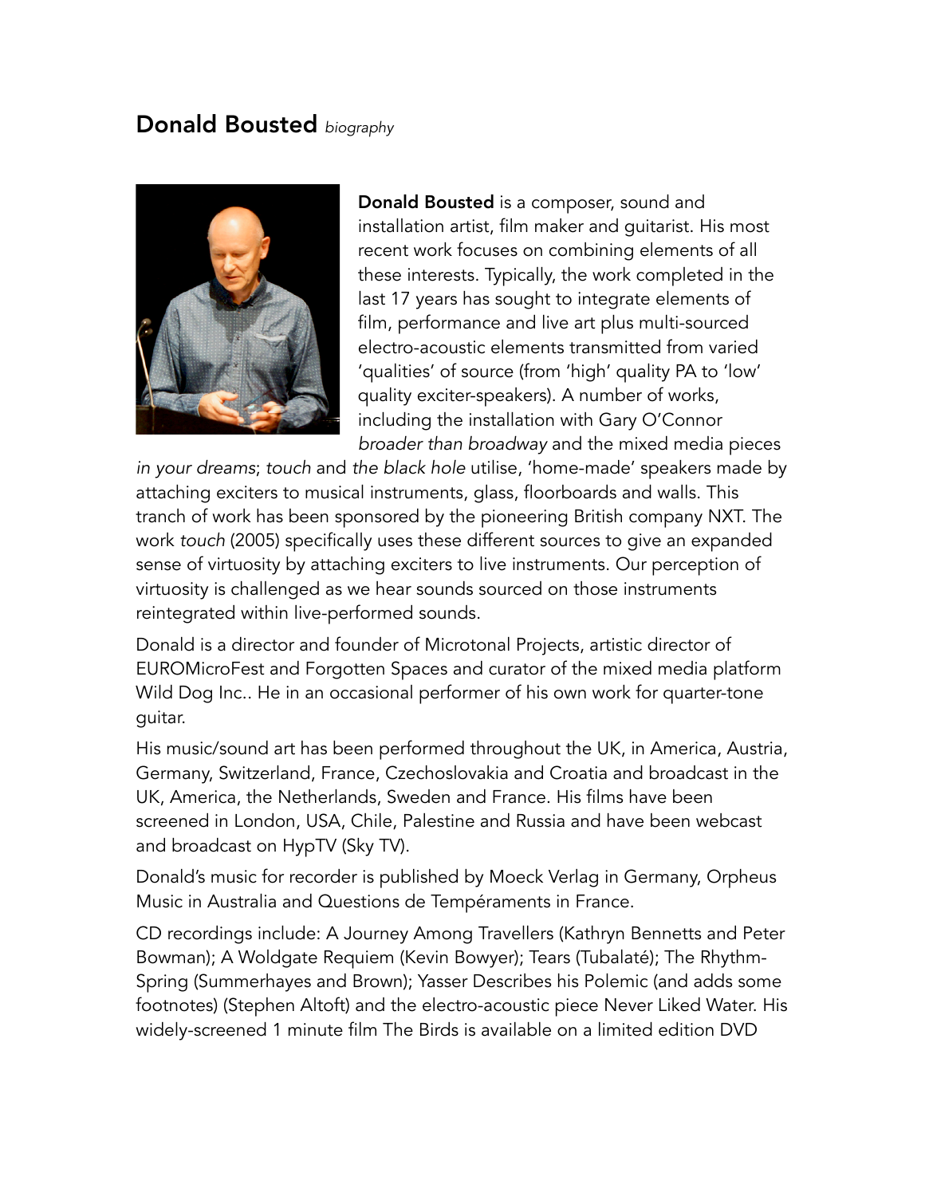# Donald Bousted *biography*

**Donald Bousted** is a composer, sound and installation artist, film maker and guitarist. His most recent work focuses on combining elements of all these interests. Typically, the work completed in the last 17 years has sought to integrate elements of film, performance and live art plus multi-sourced electro-acoustic elements transmitted from varied 'qualities' of source (from 'high' quality PA to 'low' quality exciter-speakers). A number of works, including the installation with Gary O'Connor *broader than broadway* and the mixed media pieces *in your dreams*; *touch* and *the black hole* utilise, 'home-made' speakers made by attaching exciters to musical instruments, glass, floorboards and walls. This tranch of work has been sponsored by the pioneering British company NXT. The work *touch* (2005) specifically uses these different sources to give an expanded sense of virtuosity by attaching exciters to live instruments. Our perception of virtuosity is challenged as we hear sounds sourced on those instruments reintegrated within live-performed sounds.

Donald is a director and founder of Microtonal Projects, artistic director of EUROMicroFest and Forgotten Spaces and curator of the mixed media platform Wild Dog Inc.. He in an occasional performer of his own work for quarter-tone guitar.

His music/sound art has been performed throughout the UK, in America, Austria, Germany, Switzerland, France, Czechoslovakia and Croatia and broadcast in the UK, America, the Netherlands, Sweden and France. His films have been screened in London, USA, Chile, Palestine and Russia and have been webcast and broadcast on HypTV (Sky TV).

Donald's music for recorder is published by Moeck Verlag in Germany, Orpheus Music in Australia and Questions de Tempéraments in France.

CD recordings include: A Journey Among Travellers (Kathryn Bennetts and Peter Bowman); A Woldgate Requiem (Kevin Bowyer); Tears (Tubalaté); The Rhythm-Spring (Summerhayes and Brown); Yasser Describes his Polemic (and adds some footnotes) (Stephen Altoft) and the electro-acoustic piece Never Liked Water. His widely-screened 1 minute film The Birds is available on a limited edition DVD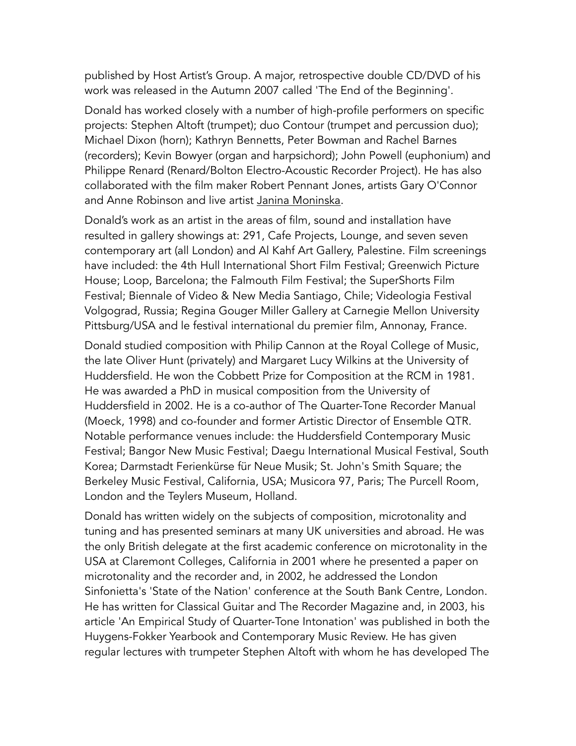published by Host Artist's Group. A major, retrospective double CD/DVD of his work was released in the Autumn 2007 called 'The End of the Beginning'.

Donald has worked closely with a number of high-profile performers on specific projects: Stephen Altoft (trumpet); duo Contour (trumpet and percussion duo); Michael Dixon (horn); Kathryn Bennetts, Peter Bowman and Rachel Barnes (recorders); Kevin Bowyer (organ and harpsichord); John Powell (euphonium) and Philippe Renard (Renard/Bolton Electro-Acoustic Recorder Project). He has also collaborated with the film maker Robert Pennant Jones, artists Gary O'Connor and Anne Robinson and live artist Janina Moninska.

Donald's work as an artist in the areas of film, sound and installation have resulted in gallery showings at: 291, Cafe Projects, Lounge, and seven seven contemporary art (all London) and Al Kahf Art Gallery, Palestine. Film screenings have included: the 4th Hull International Short Film Festival; Greenwich Picture House; Loop, Barcelona; the Falmouth Film Festival; the SuperShorts Film Festival; Biennale of Video & New Media Santiago, Chile; Videologia Festival Volgograd, Russia; Regina Gouger Miller Gallery at Carnegie Mellon University Pittsburg/USA and le festival international du premier film, Annonay, France.

Donald studied composition with Philip Cannon at the Royal College of Music, the late Oliver Hunt (privately) and Margaret Lucy Wilkins at the University of Huddersfield. He won the Cobbett Prize for Composition at the RCM in 1981. He was awarded a PhD in musical composition from the University of Huddersfield in 2002. He is a co-author of The Quarter-Tone Recorder Manual (Moeck, 1998) and co-founder and former Artistic Director of Ensemble QTR. Notable performance venues include: the Huddersfield Contemporary Music Festival; Bangor New Music Festival; Daegu International Musical Festival, South Korea; Darmstadt Ferienkürse für Neue Musik; St. John's Smith Square; the Berkeley Music Festival, California, USA; Musicora 97, Paris; The Purcell Room, London and the Teylers Museum, Holland.

Donald has written widely on the subjects of composition, microtonality and tuning and has presented seminars at many UK universities and abroad. He was the only British delegate at the first academic conference on microtonality in the USA at Claremont Colleges, California in 2001 where he presented a paper on microtonality and the recorder and, in 2002, he addressed the London Sinfonietta's 'State of the Nation' conference at the South Bank Centre, London. He has written for Classical Guitar and The Recorder Magazine and, in 2003, his article 'An Empirical Study of Quarter-Tone Intonation' was published in both the Huygens-Fokker Yearbook and Contemporary Music Review. He has given regular lectures with trumpeter Stephen Altoft with whom he has developed The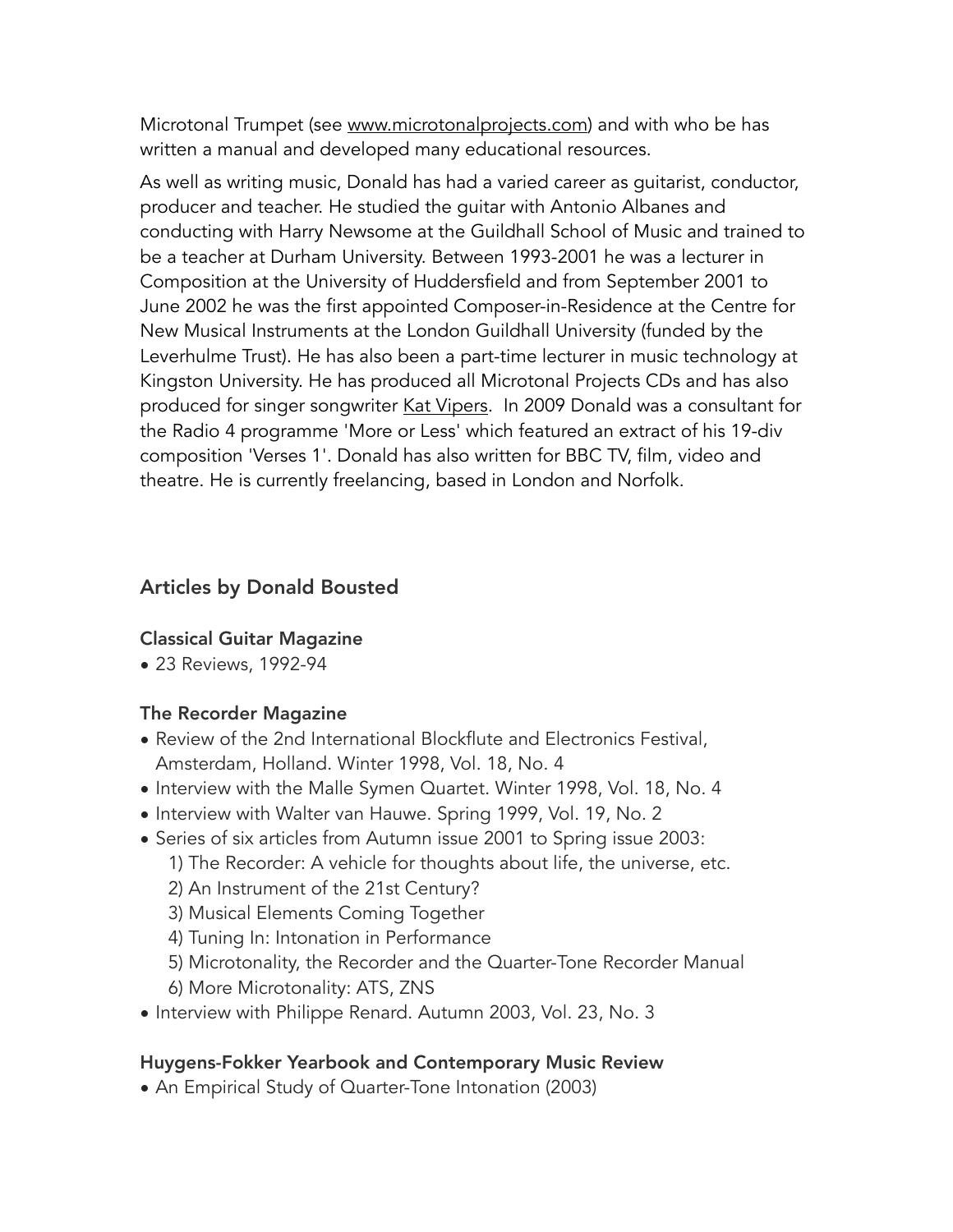Microtonal Trumpet (see www.microtonalprojects.com) and with who be has written a manual and developed many educational resources.

As well as writing music, Donald has had a varied career as guitarist, conductor, producer and teacher. He studied the guitar with Antonio Albanes and conducting with Harry Newsome at the Guildhall School of Music and trained to be a teacher at Durham University. Between 1993-2001 he was a lecturer in Composition at the University of Huddersfield and from September 2001 to June 2002 he was the first appointed Composer-in-Residence at the Centre for New Musical Instruments at the London Guildhall University (funded by the Leverhulme Trust). He has also been a part-time lecturer in music technology at Kingston University. He has produced all Microtonal Projects CDs and has also produced for singer songwriter Kat Vipers. In 2009 Donald was a consultant for the Radio 4 programme 'More or Less' which featured an extract of his 19-div composition 'Verses 1'. Donald has also written for BBC TV, film, video and theatre. He is currently freelancing, based in London and Norfolk.

## Articles by Donald Bousted

### Classical Guitar Magazine

- 23 Reviews, 1992-94

### The Recorder Magazine

- Review of the 2nd International Blockflute and Electronics Festival, Amsterdam, Holland. Winter 1998, Vol. 18, No. 4
- Interview with the Malle Symen Quartet. Winter 1998, Vol. 18, No. 4
- Interview with Walter van Hauwe. Spring 1999, Vol. 19, No. 2
- Series of six articles from Autumn issue 2001 to Spring issue 2003:
    1) The Recorder: A vehicle for thoughts about life, the universe, etc.
    2) An Instrument of the 21st Century?
    3) Musical Elements Coming Together
    4) Tuning In: Intonation in Performance
    5) Microtonality, the Recorder and the Quarter-Tone Recorder Manual
    6) More Microtonality: ATS, ZNS
- Interview with Philippe Renard. Autumn 2003, Vol. 23, No. 3

### Huygens-Fokker Yearbook and Contemporary Music Review

- An Empirical Study of Quarter-Tone Intonation (2003)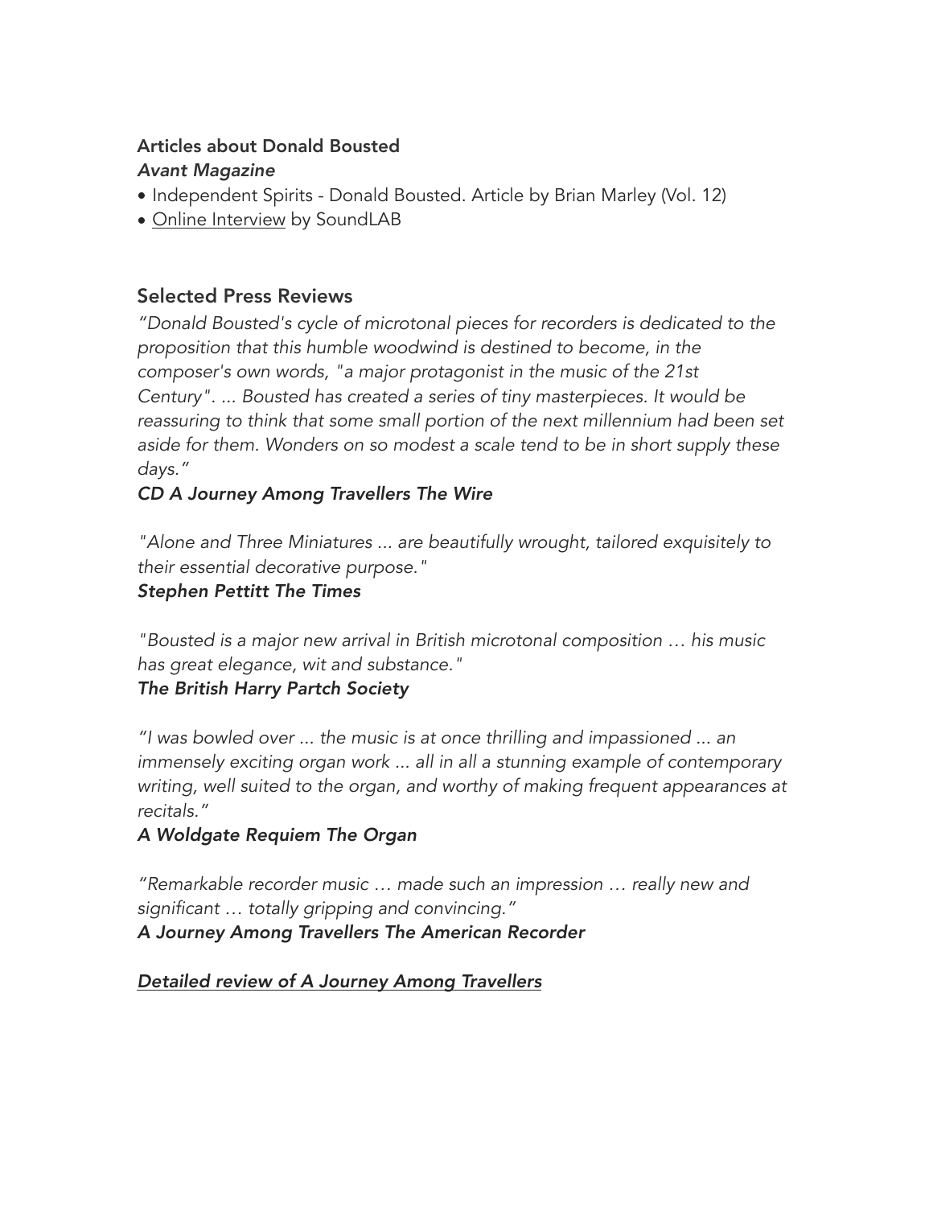## Articles about Donald Bousted

***Avant Magazine***

- Independent Spirits - Donald Bousted. Article by Brian Marley (Vol. 12)
- Online Interview by SoundLAB

## Selected Press Reviews

*"Donald Bousted's cycle of microtonal pieces for recorders is dedicated to the proposition that this humble woodwind is destined to become, in the composer's own words, "a major protagonist in the music of the 21st Century". ... Bousted has created a series of tiny masterpieces. It would be reassuring to think that some small portion of the next millennium had been set aside for them. Wonders on so modest a scale tend to be in short supply these days."*

***CD A Journey Among Travellers The Wire***

*"Alone and Three Miniatures ... are beautifully wrought, tailored exquisitely to their essential decorative purpose."*

***Stephen Pettitt The Times***

*"Bousted is a major new arrival in British microtonal composition … his music has great elegance, wit and substance."*

***The British Harry Partch Society***

*"I was bowled over ... the music is at once thrilling and impassioned ... an immensely exciting organ work ... all in all a stunning example of contemporary writing, well suited to the organ, and worthy of making frequent appearances at recitals."*

***A Woldgate Requiem The Organ***

*"Remarkable recorder music … made such an impression … really new and significant … totally gripping and convincing."*

***A Journey Among Travellers The American Recorder***

***Detailed review of A Journey Among Travellers***